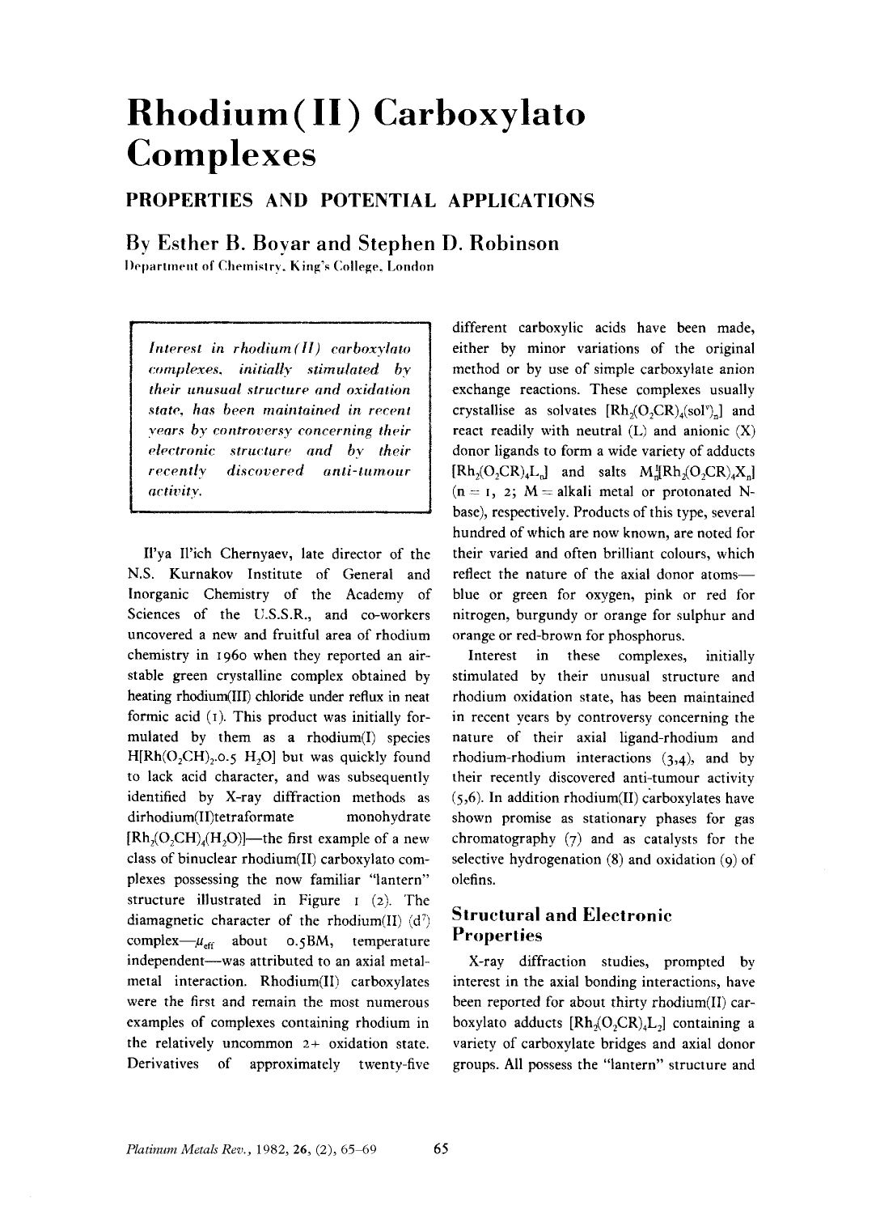# Rhodium(II) Carboxylato Complexes

## PROPERTIES AND POTENTIAL APPLICATIONS

### By Esther B. Boyar and Stephen D. Robinson

Department of Chemistry, King's College, London

*Interest in rhodium(II) carboxylato complexes, initially stimulated by their unusual structure and oxidation state, has been maintained in recent years by controversy concerning their electronic structure and by their recently discovered anti-tumour activity.*

Il'ya Il'ich Chernyaev, late director of the N.S. Kurnakov Institute of General and Inorganic Chemistry of the Academy of Sciences of the U.S.S.R., and co-workers uncovered a new and fruitful area of rhodium chemistry in 1960 when they reported an air-stable green crystalline complex obtained by heating rhodium(III) chloride under reflux in neat formic acid (1). This product was initially formulated by them as a rhodium(I) species $H[Rh(O_2CH)_2.0.5\ H_2O]$ but was quickly found to lack acid character, and was subsequently identified by X-ray diffraction methods as dirhodium(II)tetraformate monohydrate $[Rh_2(O_2CH)_4(H_2O)]$—the first example of a new class of binuclear rhodium(II) carboxylato complexes possessing the now familiar "lantern" structure illustrated in Figure 1 (2). The diamagnetic character of the rhodium(II) ($d^7$) complex—$\mu_{eff}$ about 0.5BM, temperature independent—was attributed to an axial metal-metal interaction. Rhodium(II) carboxylates were the first and remain the most numerous examples of complexes containing rhodium in the relatively uncommon 2+ oxidation state. Derivatives of approximately twenty-five different carboxylic acids have been made, either by minor variations of the original method or by use of simple carboxylate anion exchange reactions. These complexes usually crystallise as solvates $[Rh_2(O_2CR)_4(sol^v)_n]$ and react readily with neutral (L) and anionic (X) donor ligands to form a wide variety of adducts $[Rh_2(O_2CR)_4L_n]$ and salts $M_n^I[Rh_2(O_2CR)_4X_n]$ ($n = 1, 2$; M = alkali metal or protonated N-base), respectively. Products of this type, several hundred of which are now known, are noted for their varied and often brilliant colours, which reflect the nature of the axial donor atoms—blue or green for oxygen, pink or red for nitrogen, burgundy or orange for sulphur and orange or red-brown for phosphorus.

Interest in these complexes, initially stimulated by their unusual structure and rhodium oxidation state, has been maintained in recent years by controversy concerning the nature of their axial ligand-rhodium and rhodium-rhodium interactions (3,4), and by their recently discovered anti-tumour activity (5,6). In addition rhodium(II) carboxylates have shown promise as stationary phases for gas chromatography (7) and as catalysts for the selective hydrogenation (8) and oxidation (9) of olefins.

## Structural and Electronic Properties

X-ray diffraction studies, prompted by interest in the axial bonding interactions, have been reported for about thirty rhodium(II) carboxylato adducts $[Rh_2(O_2CR)_4L_2]$ containing a variety of carboxylate bridges and axial donor groups. All possess the "lantern" structure and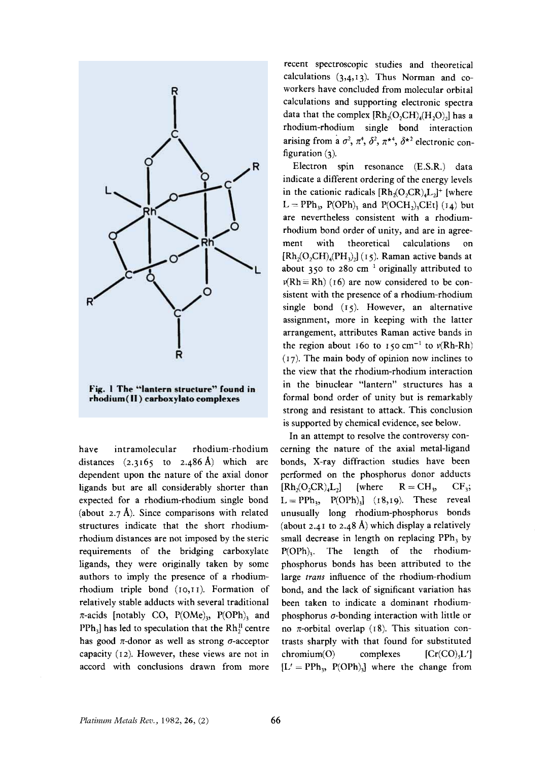Fig. 1 The "lantern structure" found in rhodium(II) carboxylato complexes

have intramolecular rhodium-rhodium distances (2.3165 to 2.486 Å) which are dependent upon the nature of the axial donor ligands but are all considerably shorter than expected for a rhodium-rhodium single bond (about 2.7 Å). Since comparisons with related structures indicate that the short rhodium-rhodium distances are not imposed by the steric requirements of the bridging carboxylate ligands, they were originally taken by some authors to imply the presence of a rhodium-rhodium triple bond (10,11). Formation of relatively stable adducts with several traditional π-acids [notably CO, $P(OMe)_3$, $P(OPh)_3$ and $PPh_3$] has led to speculation that the $Rh_2^{II}$ centre has good π-donor as well as strong σ-acceptor capacity (12). However, these views are not in accord with conclusions drawn from more recent spectroscopic studies and theoretical calculations (3,4,13). Thus Norman and co-workers have concluded from molecular orbital calculations and supporting electronic spectra data that the complex $[Rh_2(O_2CH)_4(H_2O)_2]$ has a rhodium-rhodium single bond interaction arising from a $\sigma^2$, $\pi^4$, $\delta^2$, $\pi^{*4}$, $\delta^{*2}$ electronic configuration (3).

Electron spin resonance (E.S.R.) data indicate a different ordering of the energy levels in the cationic radicals $[Rh_2(O_2CR)_4L_2]^+$ [where L = $PPh_3$, $P(OPh)_3$ and $P(OCH_2)_3CEt$] (14) but are nevertheless consistent with a rhodium-rhodium bond order of unity, and are in agreement with theoretical calculations on $[Rh_2(O_2CH)_4(PH_3)_2]$ (15). Raman active bands at about 350 to 280 $cm^{-1}$ originally attributed to ν(Rh≡Rh) (16) are now considered to be consistent with the presence of a rhodium-rhodium single bond (15). However, an alternative assignment, more in keeping with the latter arrangement, attributes Raman active bands in the region about 160 to 150 $cm^{-1}$ to ν(Rh-Rh) (17). The main body of opinion now inclines to the view that the rhodium-rhodium interaction in the binuclear "lantern" structures has a formal bond order of unity but is remarkably strong and resistant to attack. This conclusion is supported by chemical evidence, see below.

In an attempt to resolve the controversy concerning the nature of the axial metal-ligand bonds, X-ray diffraction studies have been performed on the phosphorus donor adducts $[Rh_2(O_2CR)_4L_2]$ [where R = $CH_3$, $CF_3$; L = $PPh_3$, $P(OPh)_3$] (18,19). These reveal unusually long rhodium-phosphorus bonds (about 2.41 to 2.48 Å) which display a relatively small decrease in length on replacing $PPh_3$ by $P(OPh)_3$. The length of the rhodium-phosphorus bonds has been attributed to the large *trans* influence of the rhodium-rhodium bond, and the lack of significant variation has been taken to indicate a dominant rhodium-phosphorus σ-bonding interaction with little or no π-orbital overlap (18). This situation contrasts sharply with that found for substituted chromium(0) complexes $[Cr(CO)_5L']$ [L' = $PPh_3$, $P(OPh)_3$] where the change from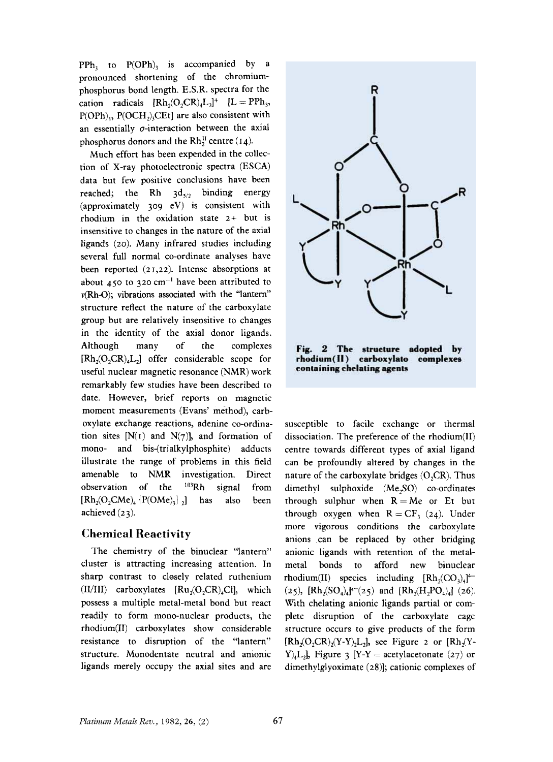$PPh_3$ to $P(OPh)_3$ is accompanied by a pronounced shortening of the chromium-phosphorus bond length. E.S.R. spectra for the cation radicals $[Rh_2(O_2CR)_4L_2]^+$ [L = $PPh_3$, $P(OPh)_3$, $P(OCH_2)_3CEt$] are also consistent with an essentially σ-interaction between the axial phosphorus donors and the $Rh_2^{II}$ centre (14).

Much effort has been expended in the collection of X-ray photoelectronic spectra (ESCA) data but few positive conclusions have been reached; the Rh $3d_{5/2}$ binding energy (approximately 309 eV) is consistent with rhodium in the oxidation state 2+ but is insensitive to changes in the nature of the axial ligands (20). Many infrared studies including several full normal co-ordinate analyses have been reported (21,22). Intense absorptions at about 450 to 320 $cm^{-1}$ have been attributed to ν(Rh-O); vibrations associated with the "lantern" structure reflect the nature of the carboxylate group but are relatively insensitive to changes in the identity of the axial donor ligands. Although many of the complexes $[Rh_2(O_2CR)_4L_2]$ offer considerable scope for useful nuclear magnetic resonance (NMR) work remarkably few studies have been described to date. However, brief reports on magnetic moment measurements (Evans' method), carboxylate exchange reactions, adenine co-ordination sites [N(1) and N(7)], and formation of mono- and bis-(trialkylphosphite) adducts illustrate the range of problems in this field amenable to NMR investigation. Direct observation of the $^{103}Rh$ signal from $[Rh_2(O_2CMe)_4\{P(OMe)_3\}_2]$ has also been achieved (23).

## Chemical Reactivity

The chemistry of the binuclear "lantern" cluster is attracting increasing attention. In sharp contrast to closely related ruthenium (II/III) carboxylates $[Ru_2(O_2CR)_4Cl]$, which possess a multiple metal-metal bond but react readily to form mono-nuclear products, the rhodium(II) carboxylates show considerable resistance to disruption of the "lantern" structure. Monodentate neutral and anionic ligands merely occupy the axial sites and are susceptible to facile exchange or thermal dissociation. The preference of the rhodium(II) centre towards different types of axial ligand can be profoundly altered by changes in the nature of the carboxylate bridges ($O_2CR$). Thus dimethyl sulphoxide ($Me_2SO$) co-ordinates through sulphur when R = Me or Et but through oxygen when R = $CF_3$ (24). Under more vigorous conditions the carboxylate anions can be replaced by other bridging anionic ligands with retention of the metal-metal bonds to afford new binuclear rhodium(II) species including $[Rh_2(CO_3)_4]^{4-}$ (25), $[Rh_2(SO_4)_4]^{4-}$(25) and $[Rh_2(H_2PO_4)_4]$ (26). With chelating anionic ligands partial or complete disruption of the carboxylate cage structure occurs to give products of the form $[Rh_2(O_2CR)_2(Y\text{-}Y)_2L_2]$, see Figure 2 or $[Rh_2(Y\text{-}Y)_4L_2]$, Figure 3 [Y-Y = acetylacetonate (27) or dimethylglyoximate (28)]; cationic complexes of

**Fig. 2 The structure adopted by rhodium(II) carboxylato complexes containing chelating agents**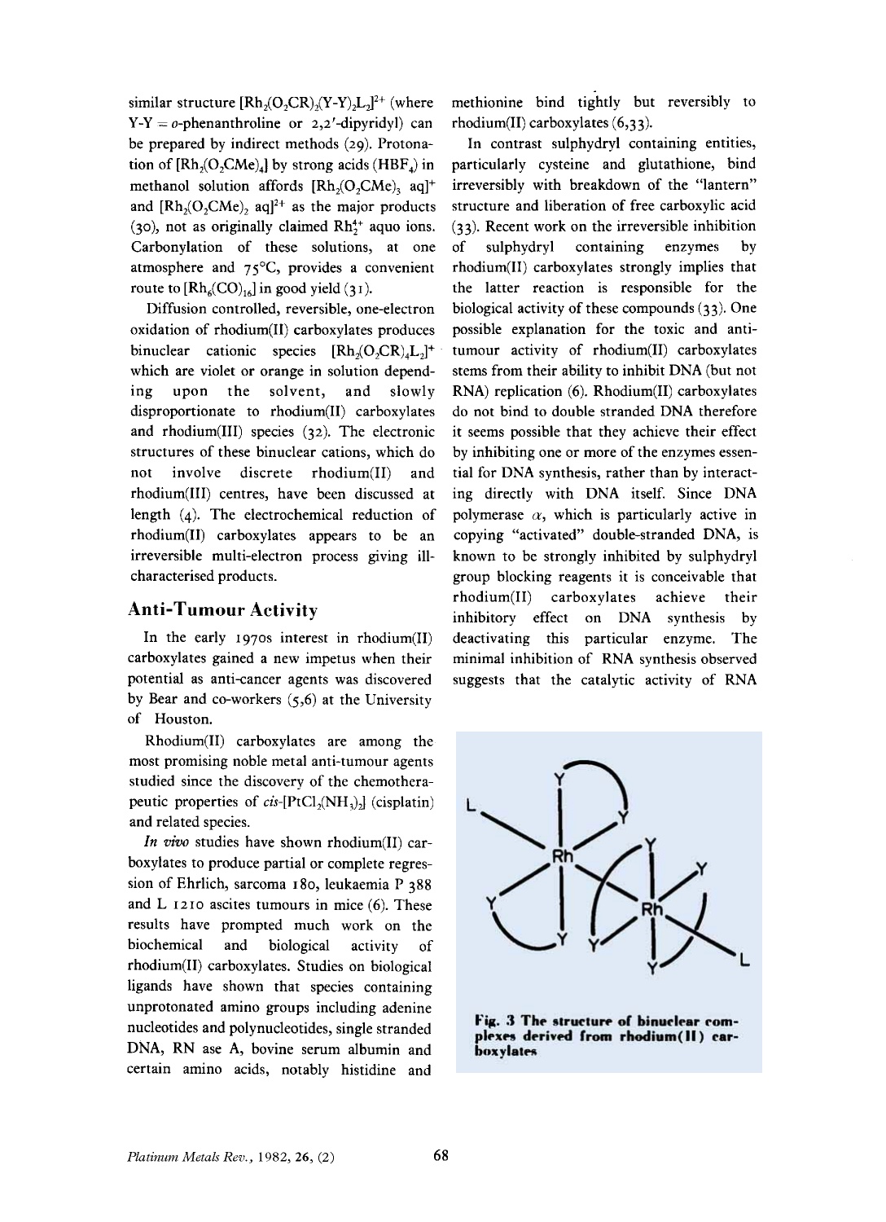similar structure $[Rh_2(O_2CR)_2(Y-Y)_2L_2]^{2+}$ (where Y-Y = *o*-phenanthroline or 2,2′-dipyridyl) can be prepared by indirect methods (29). Protonation of $[Rh_2(O_2CMe)_4]$ by strong acids ($HBF_4$) in methanol solution affords $[Rh_2(O_2CMe)_3\ aq]^+$ and $[Rh_2(O_2CMe)_2\ aq]^{2+}$ as the major products (30), not as originally claimed $Rh_2^{4+}$ aquo ions. Carbonylation of these solutions, at one atmosphere and 75°C, provides a convenient route to $[Rh_6(CO)_{16}]$ in good yield (31).

Diffusion controlled, reversible, one-electron oxidation of rhodium(II) carboxylates produces binuclear cationic species $[Rh_2(O_2CR)_4L_2]^+$ which are violet or orange in solution depending upon the solvent, and slowly disproportionate to rhodium(II) carboxylates and rhodium(III) species (32). The electronic structures of these binuclear cations, which do not involve discrete rhodium(II) and rhodium(III) centres, have been discussed at length (4). The electrochemical reduction of rhodium(II) carboxylates appears to be an irreversible multi-electron process giving ill-characterised products.

## Anti-Tumour Activity

In the early 1970s interest in rhodium(II) carboxylates gained a new impetus when their potential as anti-cancer agents was discovered by Bear and co-workers (5,6) at the University of Houston.

Rhodium(II) carboxylates are among the most promising noble metal anti-tumour agents studied since the discovery of the chemotherapeutic properties of *cis*-$[PtCl_2(NH_3)_2]$ (cisplatin) and related species.

*In vivo* studies have shown rhodium(II) carboxylates to produce partial or complete regression of Ehrlich, sarcoma 180, leukaemia P 388 and L 1210 ascites tumours in mice (6). These results have prompted much work on the biochemical and biological activity of rhodium(II) carboxylates. Studies on biological ligands have shown that species containing unprotonated amino groups including adenine nucleotides and polynucleotides, single stranded DNA, RN ase A, bovine serum albumin and certain amino acids, notably histidine and methionine bind tightly but reversibly to rhodium(II) carboxylates (6,33).

In contrast sulphydryl containing entities, particularly cysteine and glutathione, bind irreversibly with breakdown of the "lantern" structure and liberation of free carboxylic acid (33). Recent work on the irreversible inhibition of sulphydryl containing enzymes by rhodium(II) carboxylates strongly implies that the latter reaction is responsible for the biological activity of these compounds (33). One possible explanation for the toxic and anti-tumour activity of rhodium(II) carboxylates stems from their ability to inhibit DNA (but not RNA) replication (6). Rhodium(II) carboxylates do not bind to double stranded DNA therefore it seems possible that they achieve their effect by inhibiting one or more of the enzymes essential for DNA synthesis, rather than by interacting directly with DNA itself. Since DNA polymerase $\alpha$, which is particularly active in copying "activated" double-stranded DNA, is known to be strongly inhibited by sulphydryl group blocking reagents it is conceivable that rhodium(II) carboxylates achieve their inhibitory effect on DNA synthesis by deactivating this particular enzyme. The minimal inhibition of RNA synthesis observed suggests that the catalytic activity of RNA

**Fig. 3 The structure of binuclear complexes derived from rhodium(II) carboxylates**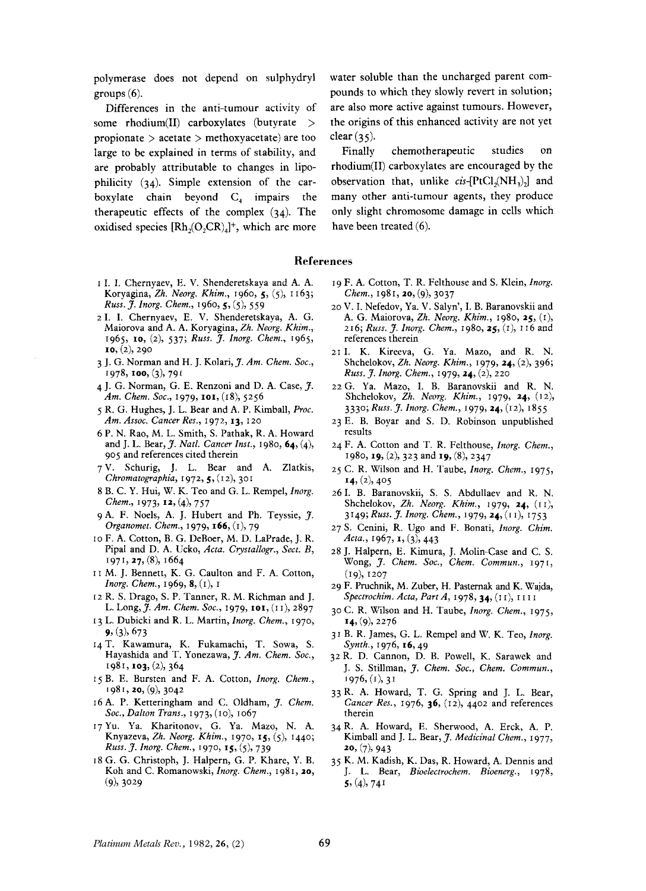polymerase does not depend on sulphydryl groups (6).

Differences in the anti-tumour activity of some rhodium(II) carboxylates (butyrate > propionate > acetate > methoxyacetate) are too large to be explained in terms of stability, and are probably attributable to changes in lipophilicity (34). Simple extension of the carboxylate chain beyond $C_4$ impairs the therapeutic effects of the complex (34). The oxidised species $[Rh_2(O_2CR)_4]^+$, which are more water soluble than the uncharged parent compounds to which they slowly revert in solution; are also more active against tumours. However, the origins of this enhanced activity are not yet clear (35).

Finally chemotherapeutic studies on rhodium(II) carboxylates are encouraged by the observation that, unlike *cis*-$[PtCl_2(NH_3)_2]$ and many other anti-tumour agents, they produce only slight chromosome damage in cells which have been treated (6).

## References

1 I. I. Chernyaev, E. V. Shenderetskaya and A. A. Koryagina, *Zh. Neorg. Khim.*, 1960, **5**, (5), 1163; *Russ. J. Inorg. Chem.*, 1960, **5**, (5), 559

2 I. I. Chernyaev, E. V. Shenderetskaya, A. G. Maiorova and A. A. Koryagina, *Zh. Neorg. Khim.*, 1965, **10**, (2), 537; *Russ. J. Inorg. Chem.*, 1965, **10**, (2), 290

3 J. G. Norman and H. J. Kolari, *J. Am. Chem. Soc.*, 1978, **100**, (3), 791

4 J. G. Norman, G. E. Renzoni and D. A. Case, *J. Am. Chem. Soc.*, 1979, **101**, (18), 5256

5 R. G. Hughes, J. L. Bear and A. P. Kimball, *Proc. Am. Assoc. Cancer Res.*, 1972, **13**, 120

6 P. N. Rao, M. L. Smith, S. Pathak, R. A. Howard and J. L. Bear, *J. Natl. Cancer Inst.*, 1980, **64**, (4), 905 and references cited therein

7 V. Schurig, J. L. Bear and A. Zlatkis, *Chromatographia*, 1972, **5**, (12), 301

8 B. C. Y. Hui, W. K. Teo and G. L. Rempel, *Inorg. Chem.*, 1973, **12**, (4), 757

9 A. F. Noels, A. J. Hubert and Ph. Teyssie, *J. Organomet. Chem.*, 1979, **166**, (1), 79

10 F. A. Cotton, B. G. DeBoer, M. D. LaPrade, J. R. Pipal and D. A. Ucko, *Acta. Crystallogr., Sect. B*, 1971, **27**, (8), 1664

11 M. J. Bennett, K. G. Caulton and F. A. Cotton, *Inorg. Chem.*, 1969, **8**, (1), 1

12 R. S. Drago, S. P. Tanner, R. M. Richman and J. L. Long, *J. Am. Chem. Soc.*, 1979, **101**, (11), 2897

13 L. Dubicki and R. L. Martin, *Inorg. Chem.*, 1970, **9**, (3), 673

14 T. Kawamura, K. Fukamachi, T. Sowa, S. Hayashida and T. Yonezawa, *J. Am. Chem. Soc.*, 1981, **103**, (2), 364

15 B. E. Bursten and F. A. Cotton, *Inorg. Chem.*, 1981, **20**, (9), 3042

16 A. P. Ketteringham and C. Oldham, *J. Chem. Soc., Dalton Trans.*, 1973, (10), 1067

17 Yu. Ya. Kharitonov, G. Ya. Mazo, N. A. Knyazeva, *Zh. Neorg. Khim.*, 1970, **15**, (5), 1440; *Russ. J. Inorg. Chem.*, 1970, **15**, (5), 739

18 G. G. Christoph, J. Halpern, G. P. Khare, Y. B. Koh and C. Romanowski, *Inorg. Chem.*, 1981, **20**, (9), 3029

19 F. A. Cotton, T. R. Felthouse and S. Klein, *Inorg. Chem.*, 1981, **20**, (9), 3037

20 V. I. Nefedov, Ya. V. Salyn', I. B. Baranovskii and A. G. Maiorova, *Zh. Neorg. Khim.*, 1980, **25**, (1), 216; *Russ. J. Inorg. Chem.*, 1980, **25**, (1), 116 and references therein

21 I. K. Kireeva, G. Ya. Mazo, and R. N. Shchelokov, *Zh. Neorg. Khim.*, 1979, **24**, (2), 396; *Russ. J. Inorg. Chem.*, 1979, **24**, (2), 220

22 G. Ya. Mazo, I. B. Baranovskii and R. N. Shchelokov, *Zh. Neorg. Khim.*, 1979, **24**, (12), 3330; *Russ. J. Inorg. Chem.*, 1979, **24**, (12), 1855

23 E. B. Boyar and S. D. Robinson unpublished results

24 F. A. Cotton and T. R. Felthouse, *Inorg. Chem.*, 1980, **19**, (2), 323 and **19**, (8), 2347

25 C. R. Wilson and H. Taube, *Inorg. Chem.*, 1975, **14**, (2), 405

26 I. B. Baranovskii, S. S. Abdullaev and R. N. Shchelokov, *Zh. Neorg. Khim.*, 1979, **24**, (11), 3149; *Russ. J. Inorg. Chem.*, 1979, **24**, (11), 1753

27 S. Cenini, R. Ugo and F. Bonati, *Inorg. Chim. Acta.*, 1967, **1**, (3), 443

28 J. Halpern, E. Kimura, J. Molin-Case and C. S. Wong, *J. Chem. Soc., Chem. Commun.*, 1971, (19), 1207

29 F. Pruchnik, M. Zuber, H. Pasternak and K. Wajda, *Spectrochim. Acta, Part A*, 1978, **34**, (11), 1111

30 C. R. Wilson and H. Taube, *Inorg. Chem.*, 1975, **14**, (9), 2276

31 B. R. James, G. L. Rempel and W. K. Teo, *Inorg. Synth.*, 1976, **16**, 49

32 R. D. Cannon, D. B. Powell, K. Sarawek and J. S. Stillman, *J. Chem. Soc., Chem. Commun.*, 1976, (1), 31

33 R. A. Howard, T. G. Spring and J. L. Bear, *Cancer Res.*, 1976, **36**, (12), 4402 and references therein

34 R. A. Howard, E. Sherwood, A. Erck, A. P. Kimball and J. L. Bear, *J. Medicinal Chem.*, 1977, **20**, (7), 943

35 K. M. Kadish, K. Das, R. Howard, A. Dennis and J. L. Bear, *Bioelectrochem. Bioenerg.*, 1978, **5**, (4), 741